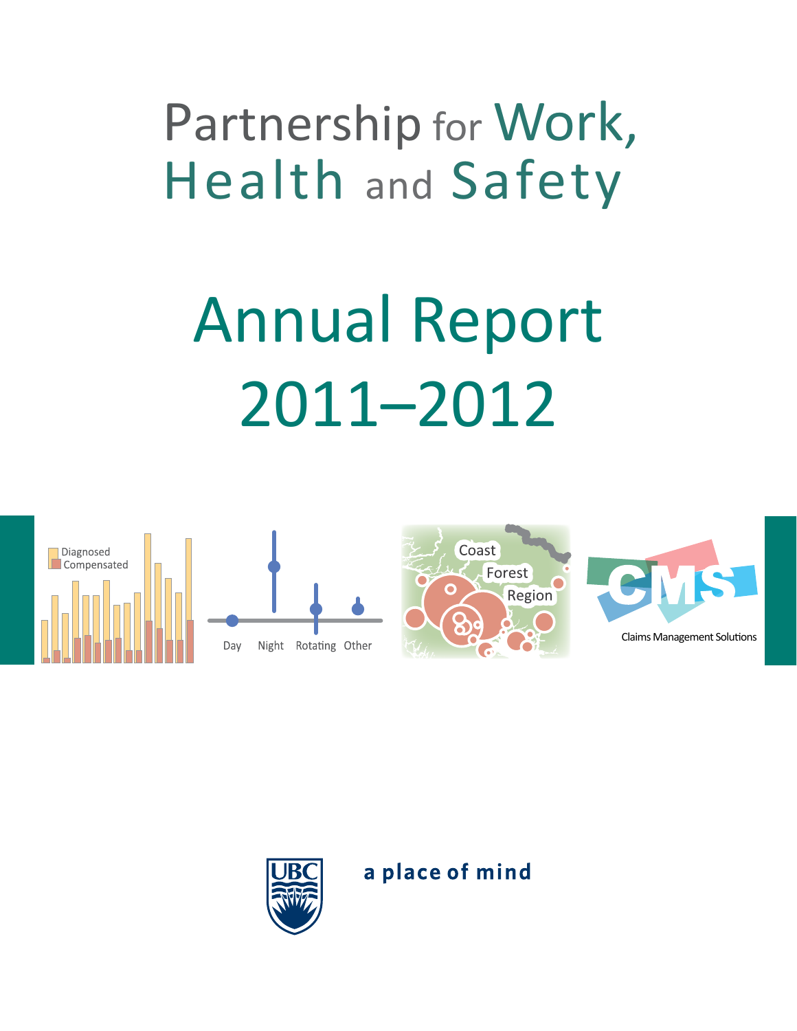# Partnership for Work, Health and Safety

# Annual Report 2011–2012

a place of mind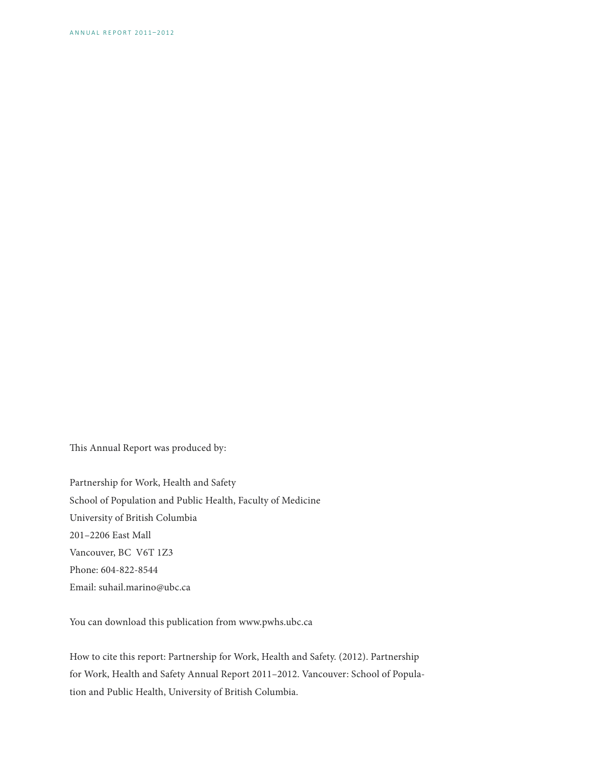This Annual Report was produced by:

Partnership for Work, Health and Safety
School of Population and Public Health, Faculty of Medicine
University of British Columbia
201–2206 East Mall
Vancouver, BC  V6T 1Z3
Phone: 604-822-8544
Email: suhail.marino@ubc.ca

You can download this publication from www.pwhs.ubc.ca

How to cite this report: Partnership for Work, Health and Safety. (2012). Partnership for Work, Health and Safety Annual Report 2011–2012. Vancouver: School of Population and Public Health, University of British Columbia.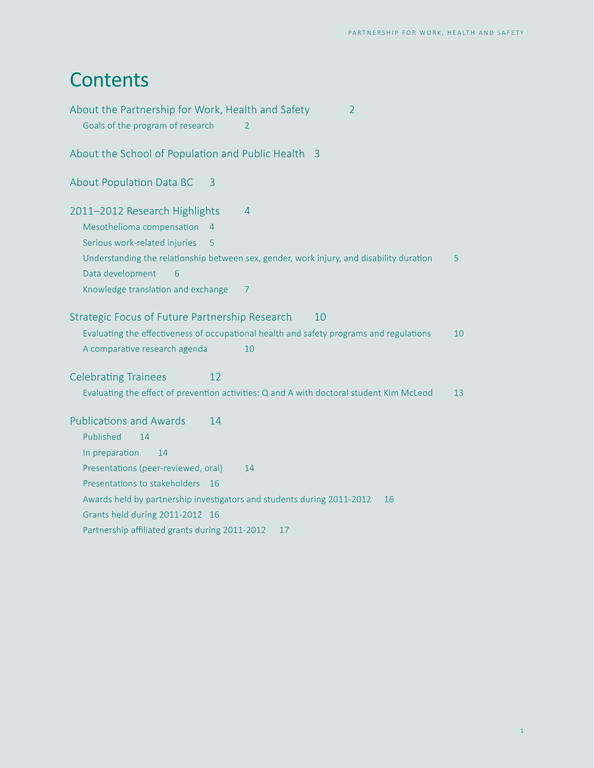# Contents

About the Partnership for Work, Health and Safety 2

- Goals of the program of research 2

About the School of Population and Public Health 3

About Population Data BC 3

2011–2012 Research Highlights 4

- Mesothelioma compensation 4
- Serious work-related injuries 5
- Understanding the relationship between sex, gender, work injury, and disability duration 5
- Data development 6
- Knowledge translation and exchange 7

Strategic Focus of Future Partnership Research 10

- Evaluating the effectiveness of occupational health and safety programs and regulations 10
- A comparative research agenda 10

Celebrating Trainees 12

- Evaluating the effect of prevention activities: Q and A with doctoral student Kim McLeod 13

Publications and Awards 14

- Published 14
- In preparation 14
- Presentations (peer-reviewed, oral) 14
- Presentations to stakeholders 16
- Awards held by partnership investigators and students during 2011-2012 16
- Grants held during 2011-2012 16
- Partnership affiliated grants during 2011-2012 17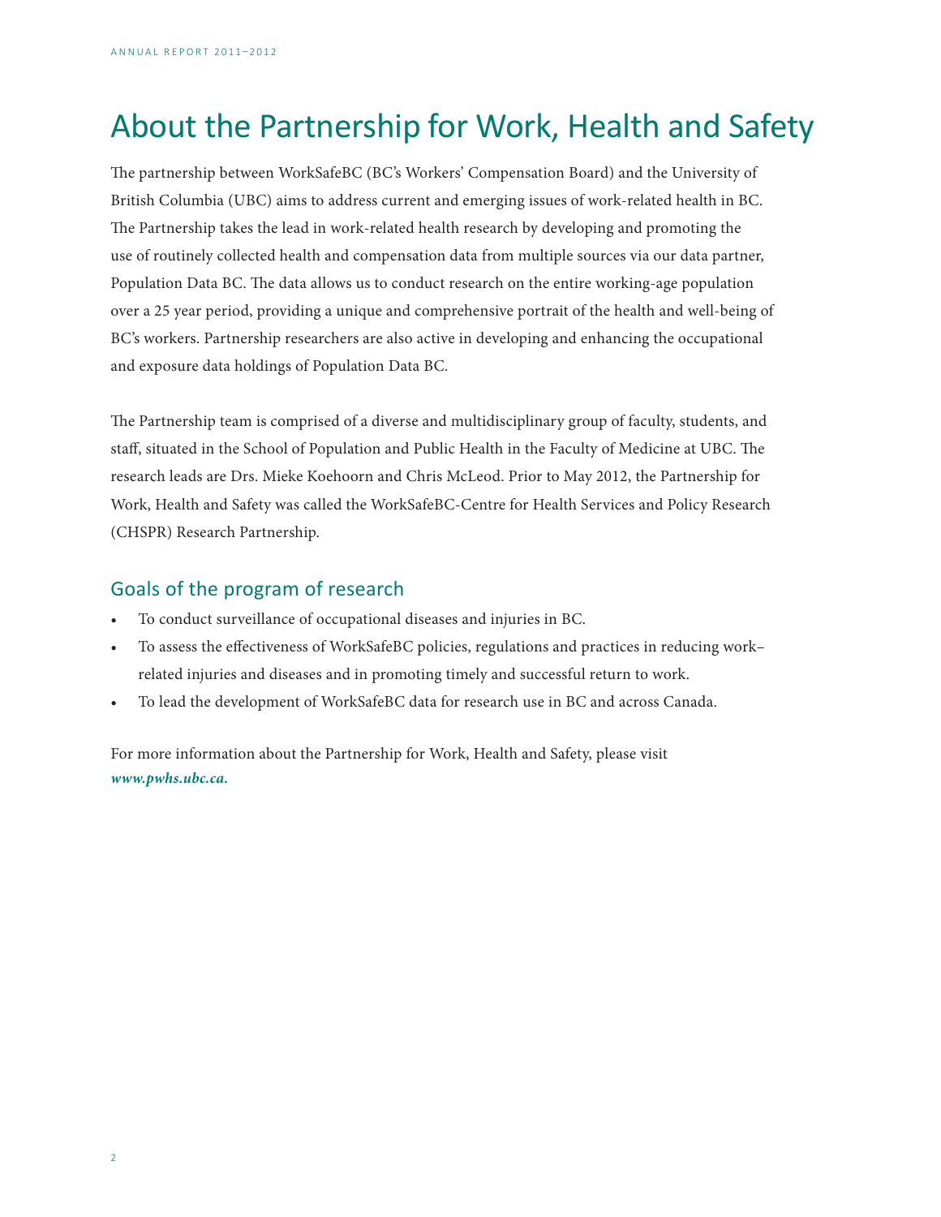# About the Partnership for Work, Health and Safety

The partnership between WorkSafeBC (BC's Workers' Compensation Board) and the University of British Columbia (UBC) aims to address current and emerging issues of work-related health in BC. The Partnership takes the lead in work-related health research by developing and promoting the use of routinely collected health and compensation data from multiple sources via our data partner, Population Data BC. The data allows us to conduct research on the entire working-age population over a 25 year period, providing a unique and comprehensive portrait of the health and well-being of BC's workers. Partnership researchers are also active in developing and enhancing the occupational and exposure data holdings of Population Data BC.

The Partnership team is comprised of a diverse and multidisciplinary group of faculty, students, and staff, situated in the School of Population and Public Health in the Faculty of Medicine at UBC. The research leads are Drs. Mieke Koehoorn and Chris McLeod. Prior to May 2012, the Partnership for Work, Health and Safety was called the WorkSafeBC-Centre for Health Services and Policy Research (CHSPR) Research Partnership.

## Goals of the program of research

- To conduct surveillance of occupational diseases and injuries in BC.
- To assess the effectiveness of WorkSafeBC policies, regulations and practices in reducing work–related injuries and diseases and in promoting timely and successful return to work.
- To lead the development of WorkSafeBC data for research use in BC and across Canada.

For more information about the Partnership for Work, Health and Safety, please visit ***www.pwhs.ubc.ca.***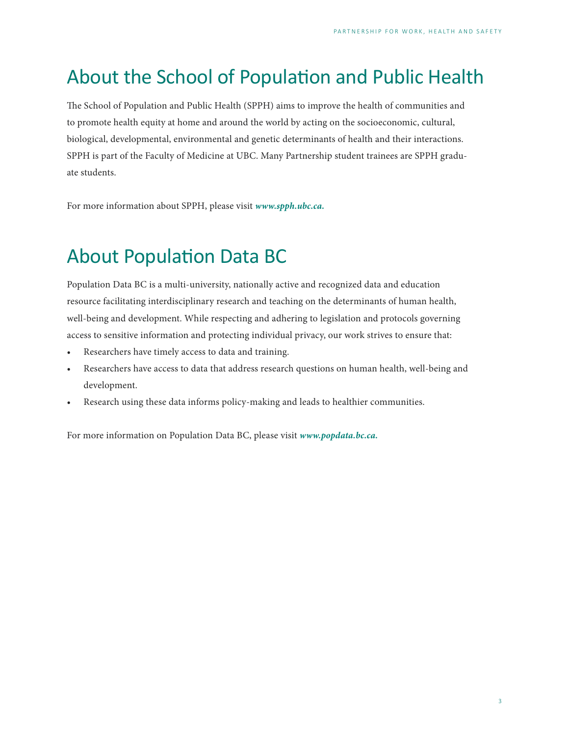## About the School of Population and Public Health

The School of Population and Public Health (SPPH) aims to improve the health of communities and to promote health equity at home and around the world by acting on the socioeconomic, cultural, biological, developmental, environmental and genetic determinants of health and their interactions. SPPH is part of the Faculty of Medicine at UBC. Many Partnership student trainees are SPPH graduate students.

For more information about SPPH, please visit ***www.spph.ubc.ca.***

## About Population Data BC

Population Data BC is a multi-university, nationally active and recognized data and education resource facilitating interdisciplinary research and teaching on the determinants of human health, well-being and development. While respecting and adhering to legislation and protocols governing access to sensitive information and protecting individual privacy, our work strives to ensure that:

- Researchers have timely access to data and training.
- Researchers have access to data that address research questions on human health, well-being and development.
- Research using these data informs policy-making and leads to healthier communities.

For more information on Population Data BC, please visit ***www.popdata.bc.ca.***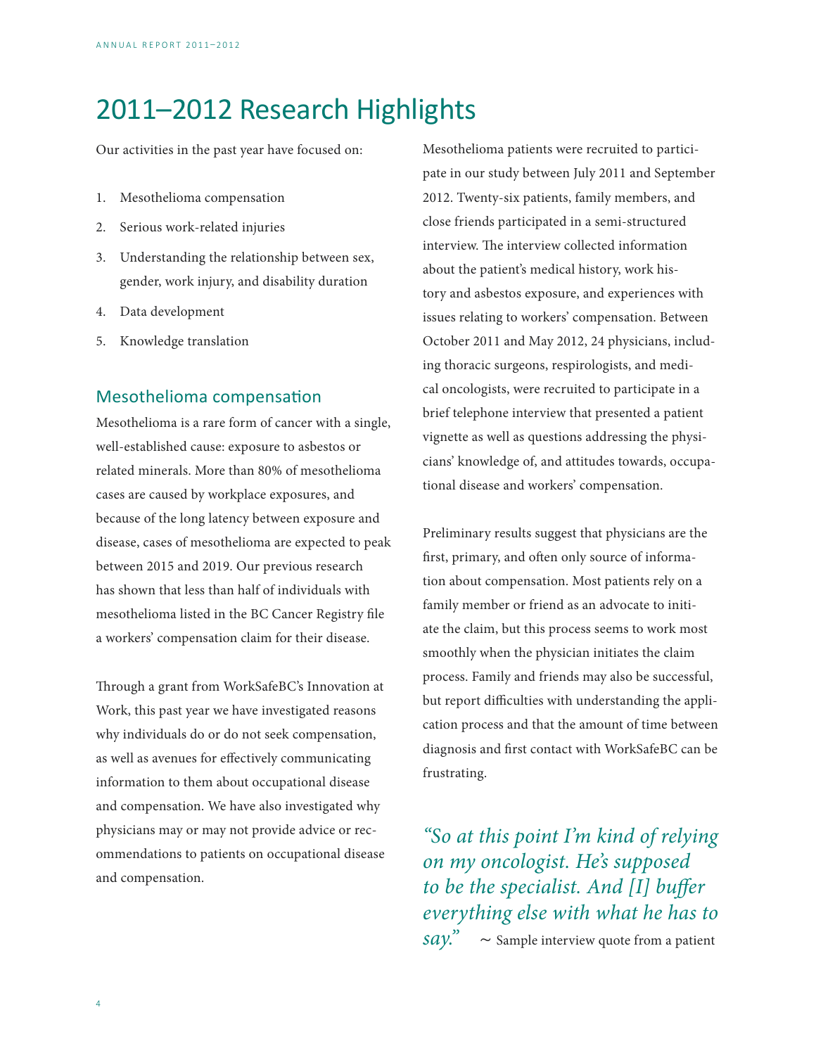# 2011–2012 Research Highlights

Our activities in the past year have focused on:

1. Mesothelioma compensation
2. Serious work-related injuries
3. Understanding the relationship between sex, gender, work injury, and disability duration
4. Data development
5. Knowledge translation

## Mesothelioma compensation

Mesothelioma is a rare form of cancer with a single, well-established cause: exposure to asbestos or related minerals. More than 80% of mesothelioma cases are caused by workplace exposures, and because of the long latency between exposure and disease, cases of mesothelioma are expected to peak between 2015 and 2019. Our previous research has shown that less than half of individuals with mesothelioma listed in the BC Cancer Registry file a workers' compensation claim for their disease.

Through a grant from WorkSafeBC's Innovation at Work, this past year we have investigated reasons why individuals do or do not seek compensation, as well as avenues for effectively communicating information to them about occupational disease and compensation. We have also investigated why physicians may or may not provide advice or recommendations to patients on occupational disease and compensation.

Mesothelioma patients were recruited to participate in our study between July 2011 and September 2012. Twenty-six patients, family members, and close friends participated in a semi-structured interview. The interview collected information about the patient's medical history, work history and asbestos exposure, and experiences with issues relating to workers' compensation. Between October 2011 and May 2012, 24 physicians, including thoracic surgeons, respirologists, and medical oncologists, were recruited to participate in a brief telephone interview that presented a patient vignette as well as questions addressing the physicians' knowledge of, and attitudes towards, occupational disease and workers' compensation.

Preliminary results suggest that physicians are the first, primary, and often only source of information about compensation. Most patients rely on a family member or friend as an advocate to initiate the claim, but this process seems to work most smoothly when the physician initiates the claim process. Family and friends may also be successful, but report difficulties with understanding the application process and that the amount of time between diagnosis and first contact with WorkSafeBC can be frustrating.

*"So at this point I'm kind of relying on my oncologist. He's supposed to be the specialist. And [I] buffer everything else with what he has to say."* ~ Sample interview quote from a patient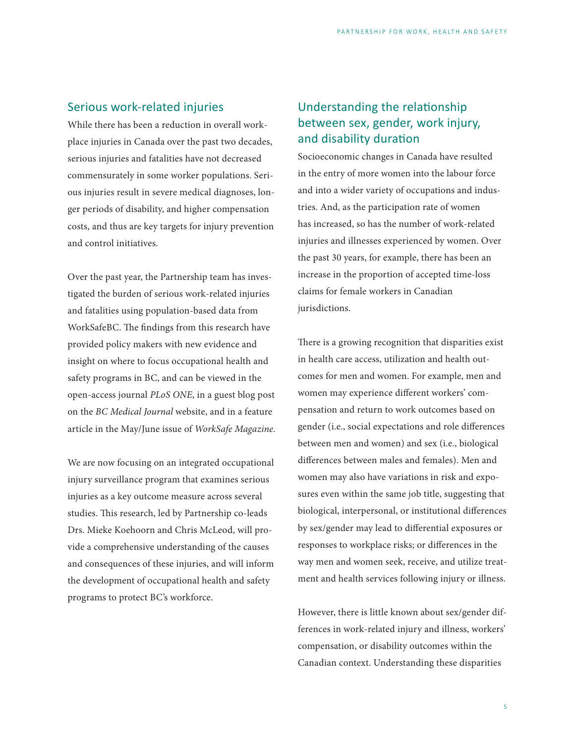## Serious work-related injuries

While there has been a reduction in overall workplace injuries in Canada over the past two decades, serious injuries and fatalities have not decreased commensurately in some worker populations. Serious injuries result in severe medical diagnoses, longer periods of disability, and higher compensation costs, and thus are key targets for injury prevention and control initiatives.

Over the past year, the Partnership team has investigated the burden of serious work-related injuries and fatalities using population-based data from WorkSafeBC. The findings from this research have provided policy makers with new evidence and insight on where to focus occupational health and safety programs in BC, and can be viewed in the open-access journal *PLoS ONE*, in a guest blog post on the *BC Medical Journal* website, and in a feature article in the May/June issue of *WorkSafe Magazine.*

We are now focusing on an integrated occupational injury surveillance program that examines serious injuries as a key outcome measure across several studies. This research, led by Partnership co-leads Drs. Mieke Koehoorn and Chris McLeod, will provide a comprehensive understanding of the causes and consequences of these injuries, and will inform the development of occupational health and safety programs to protect BC's workforce.

## Understanding the relationship between sex, gender, work injury, and disability duration

Socioeconomic changes in Canada have resulted in the entry of more women into the labour force and into a wider variety of occupations and industries. And, as the participation rate of women has increased, so has the number of work-related injuries and illnesses experienced by women. Over the past 30 years, for example, there has been an increase in the proportion of accepted time-loss claims for female workers in Canadian jurisdictions.

There is a growing recognition that disparities exist in health care access, utilization and health outcomes for men and women. For example, men and women may experience different workers' compensation and return to work outcomes based on gender (i.e., social expectations and role differences between men and women) and sex (i.e., biological differences between males and females). Men and women may also have variations in risk and exposures even within the same job title, suggesting that biological, interpersonal, or institutional differences by sex/gender may lead to differential exposures or responses to workplace risks; or differences in the way men and women seek, receive, and utilize treatment and health services following injury or illness.

However, there is little known about sex/gender differences in work-related injury and illness, workers' compensation, or disability outcomes within the Canadian context. Understanding these disparities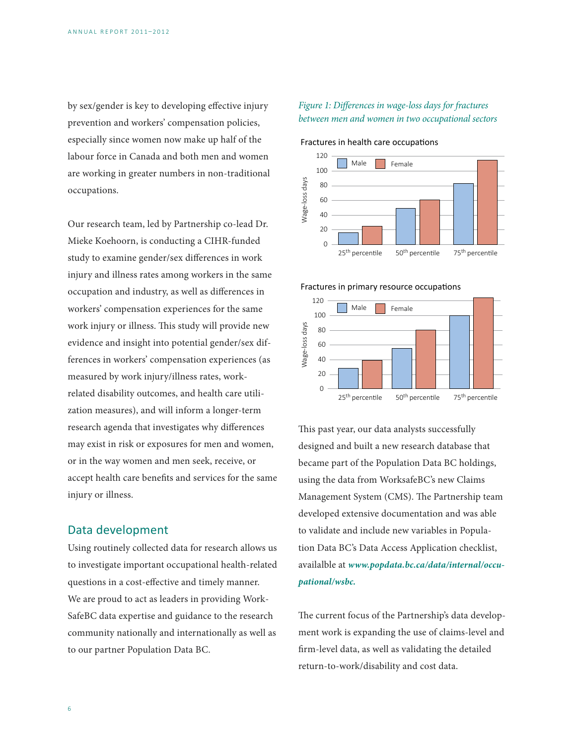by sex/gender is key to developing effective injury prevention and workers' compensation policies, especially since women now make up half of the labour force in Canada and both men and women are working in greater numbers in non-traditional occupations.

Our research team, led by Partnership co-lead Dr. Mieke Koehoorn, is conducting a CIHR-funded study to examine gender/sex differences in work injury and illness rates among workers in the same occupation and industry, as well as differences in workers' compensation experiences for the same work injury or illness. This study will provide new evidence and insight into potential gender/sex differences in workers' compensation experiences (as measured by work injury/illness rates, work-related disability outcomes, and health care utilization measures), and will inform a longer-term research agenda that investigates why differences may exist in risk or exposures for men and women, or in the way women and men seek, receive, or accept health care benefits and services for the same injury or illness.

*Figure 1: Differences in wage-loss days for fractures between men and women in two occupational sectors*

Fractures in health care occupations

Fractures in primary resource occupations

## Data development

Using routinely collected data for research allows us to investigate important occupational health-related questions in a cost-effective and timely manner. We are proud to act as leaders in providing WorkSafeBC data expertise and guidance to the research community nationally and internationally as well as to our partner Population Data BC.

This past year, our data analysts successfully designed and built a new research database that became part of the Population Data BC holdings, using the data from WorksafeBC's new Claims Management System (CMS). The Partnership team developed extensive documentation and was able to validate and include new variables in Population Data BC's Data Access Application checklist, availalble at ***www.popdata.bc.ca/data/internal/occupational/wsbc.***

The current focus of the Partnership's data development work is expanding the use of claims-level and firm-level data, as well as validating the detailed return-to-work/disability and cost data.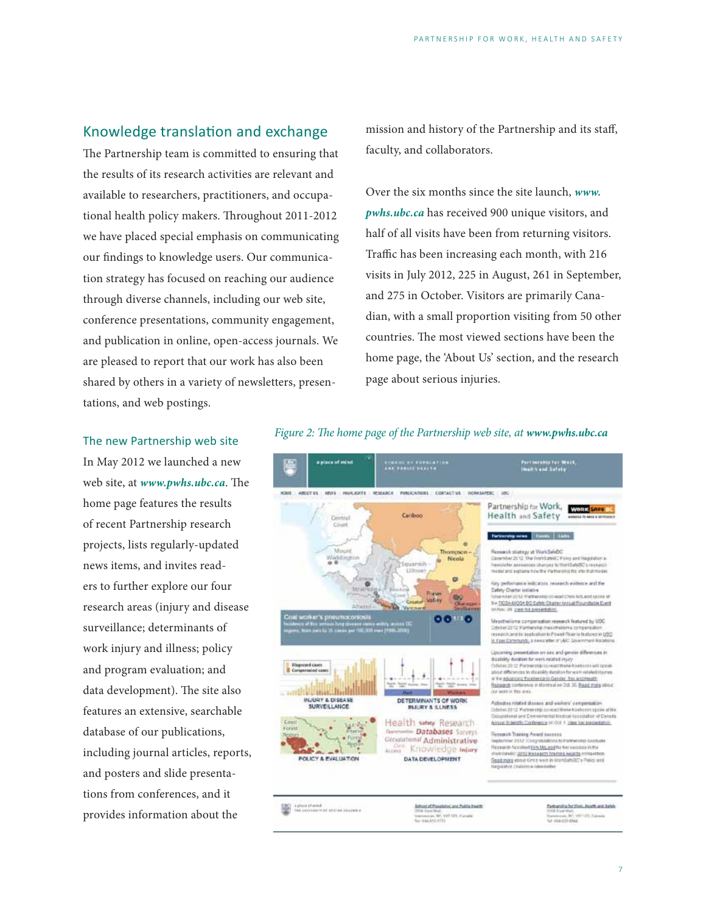## Knowledge translation and exchange

The Partnership team is committed to ensuring that the results of its research activities are relevant and available to researchers, practitioners, and occupational health policy makers. Throughout 2011-2012 we have placed special emphasis on communicating our findings to knowledge users. Our communication strategy has focused on reaching our audience through diverse channels, including our web site, conference presentations, community engagement, and publication in online, open-access journals. We are pleased to report that our work has also been shared by others in a variety of newsletters, presentations, and web postings.

### The new Partnership web site

In May 2012 we launched a new web site, at ***www.pwhs.ubc.ca***. The home page features the results of recent Partnership research projects, lists regularly-updated news items, and invites readers to further explore our four research areas (injury and disease surveillance; determinants of work injury and illness; policy and program evaluation; and data development). The site also features an extensive, searchable database of our publications, including journal articles, reports, and posters and slide presentations from conferences, and it provides information about the mission and history of the Partnership and its staff, faculty, and collaborators.

Over the six months since the site launch, ***www.pwhs.ubc.ca*** has received 900 unique visitors, and half of all visits have been from returning visitors. Traffic has been increasing each month, with 216 visits in July 2012, 225 in August, 261 in September, and 275 in October. Visitors are primarily Canadian, with a small proportion visiting from 50 other countries. The most viewed sections have been the home page, the 'About Us' section, and the research page about serious injuries.

*Figure 2: The home page of the Partnership web site, at **www.pwhs.ubc.ca***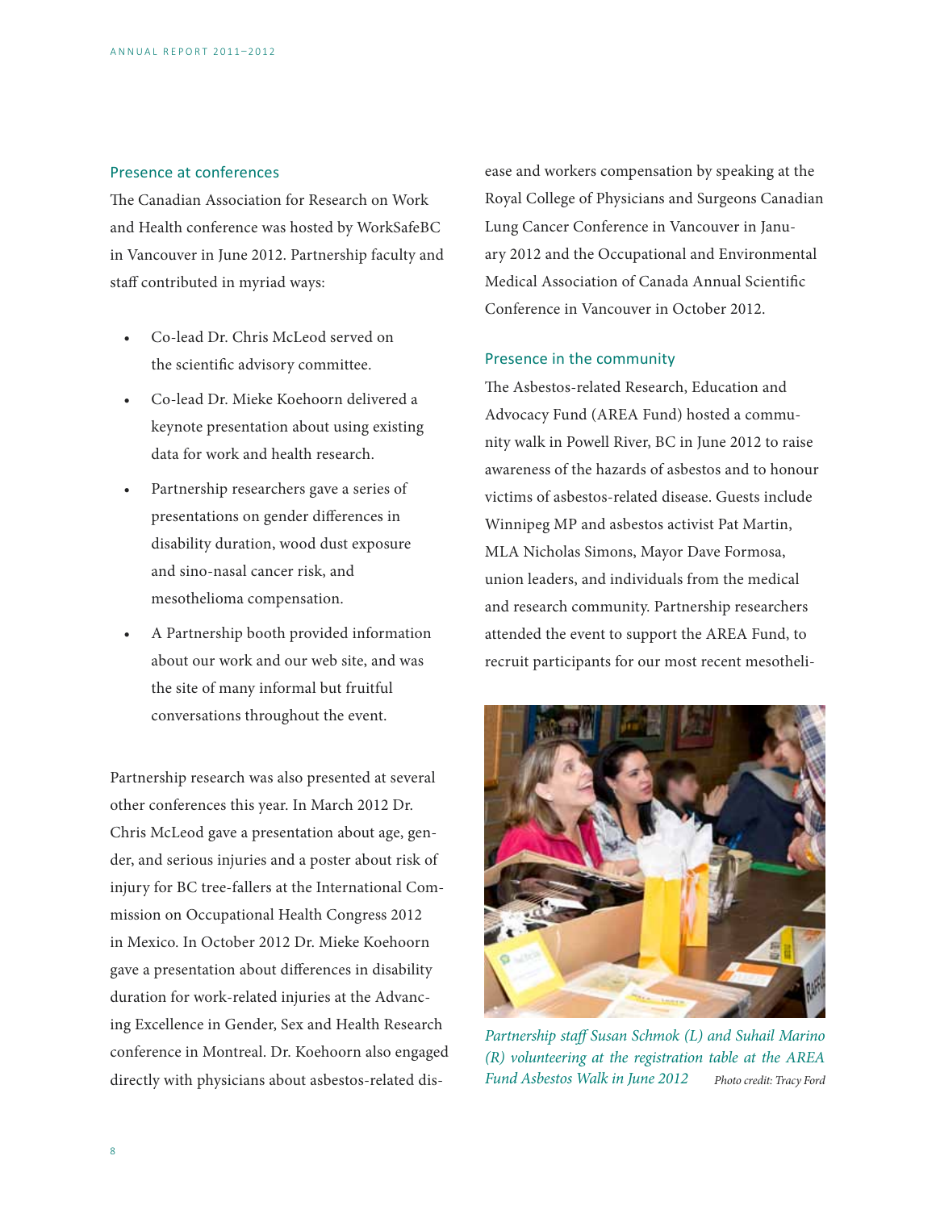## Presence at conferences

The Canadian Association for Research on Work and Health conference was hosted by WorkSafeBC in Vancouver in June 2012. Partnership faculty and staff contributed in myriad ways:

- Co-lead Dr. Chris McLeod served on the scientific advisory committee.
- Co-lead Dr. Mieke Koehoorn delivered a keynote presentation about using existing data for work and health research.
- Partnership researchers gave a series of presentations on gender differences in disability duration, wood dust exposure and sino-nasal cancer risk, and mesothelioma compensation.
- A Partnership booth provided information about our work and our web site, and was the site of many informal but fruitful conversations throughout the event.

Partnership research was also presented at several other conferences this year. In March 2012 Dr. Chris McLeod gave a presentation about age, gender, and serious injuries and a poster about risk of injury for BC tree-fallers at the International Commission on Occupational Health Congress 2012 in Mexico. In October 2012 Dr. Mieke Koehoorn gave a presentation about differences in disability duration for work-related injuries at the Advancing Excellence in Gender, Sex and Health Research conference in Montreal. Dr. Koehoorn also engaged directly with physicians about asbestos-related disease and workers compensation by speaking at the Royal College of Physicians and Surgeons Canadian Lung Cancer Conference in Vancouver in January 2012 and the Occupational and Environmental Medical Association of Canada Annual Scientific Conference in Vancouver in October 2012.

## Presence in the community

The Asbestos-related Research, Education and Advocacy Fund (AREA Fund) hosted a community walk in Powell River, BC in June 2012 to raise awareness of the hazards of asbestos and to honour victims of asbestos-related disease. Guests include Winnipeg MP and asbestos activist Pat Martin, MLA Nicholas Simons, Mayor Dave Formosa, union leaders, and individuals from the medical and research community. Partnership researchers attended the event to support the AREA Fund, to recruit participants for our most recent mesotheli-

*Partnership staff Susan Schmok (L) and Suhail Marino (R) volunteering at the registration table at the AREA Fund Asbestos Walk in June 2012* Photo credit: Tracy Ford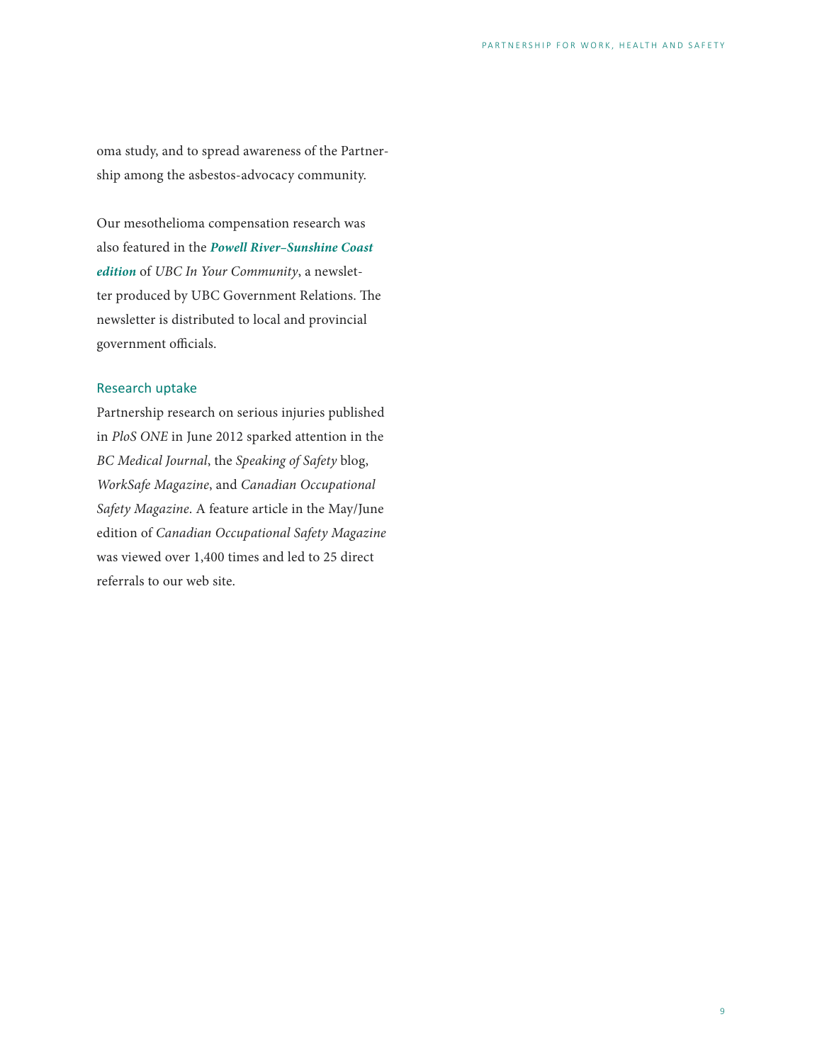oma study, and to spread awareness of the Partnership among the asbestos-advocacy community.

Our mesothelioma compensation research was also featured in the ***Powell River–Sunshine Coast edition*** of *UBC In Your Community*, a newsletter produced by UBC Government Relations. The newsletter is distributed to local and provincial government officials.

### Research uptake

Partnership research on serious injuries published in *PloS ONE* in June 2012 sparked attention in the *BC Medical Journal*, the *Speaking of Safety* blog, *WorkSafe Magazine*, and *Canadian Occupational Safety Magazine*. A feature article in the May/June edition of *Canadian Occupational Safety Magazine* was viewed over 1,400 times and led to 25 direct referrals to our web site.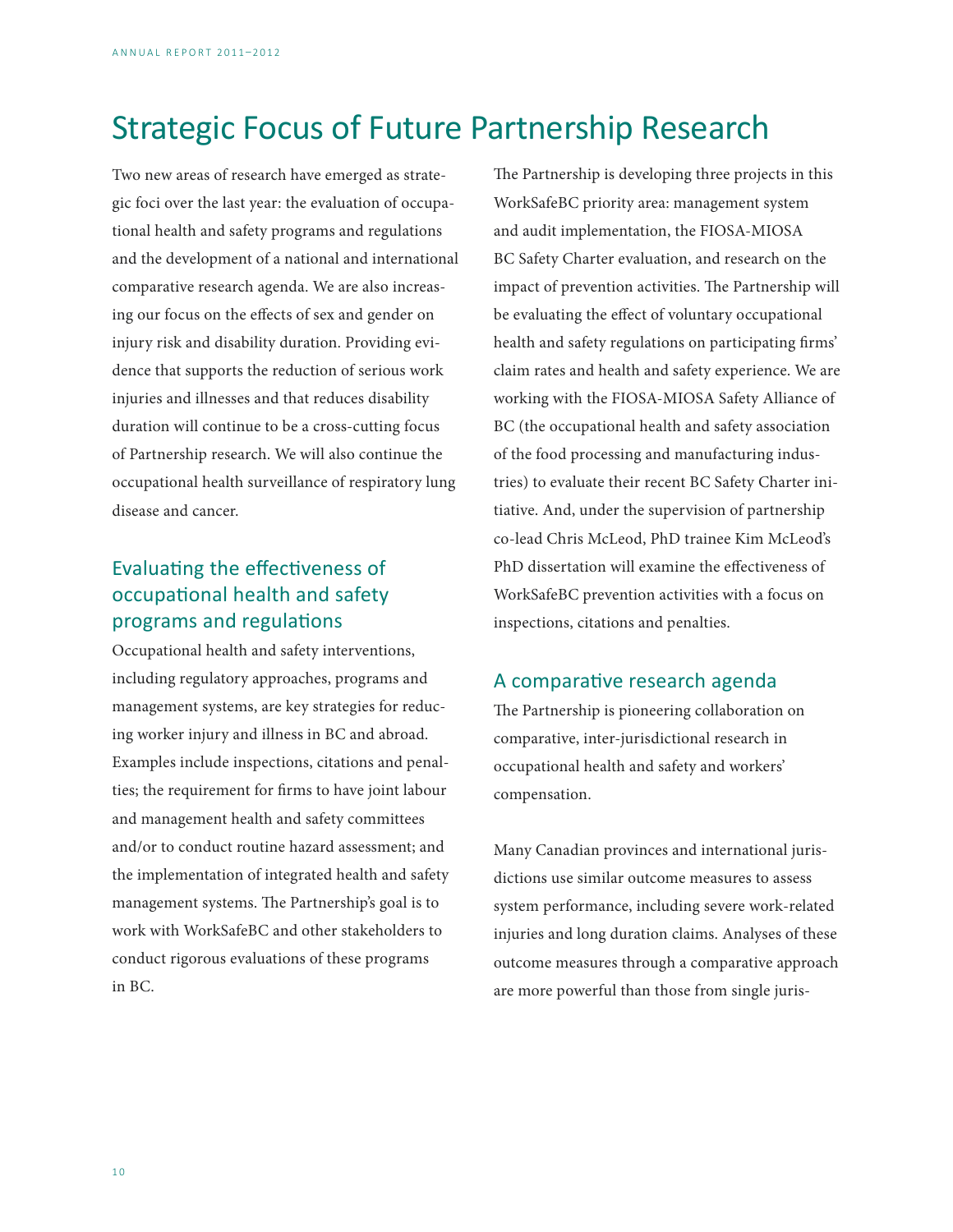# Strategic Focus of Future Partnership Research

Two new areas of research have emerged as strategic foci over the last year: the evaluation of occupational health and safety programs and regulations and the development of a national and international comparative research agenda. We are also increasing our focus on the effects of sex and gender on injury risk and disability duration. Providing evidence that supports the reduction of serious work injuries and illnesses and that reduces disability duration will continue to be a cross-cutting focus of Partnership research. We will also continue the occupational health surveillance of respiratory lung disease and cancer.

## Evaluating the effectiveness of occupational health and safety programs and regulations

Occupational health and safety interventions, including regulatory approaches, programs and management systems, are key strategies for reducing worker injury and illness in BC and abroad. Examples include inspections, citations and penalties; the requirement for firms to have joint labour and management health and safety committees and/or to conduct routine hazard assessment; and the implementation of integrated health and safety management systems. The Partnership's goal is to work with WorkSafeBC and other stakeholders to conduct rigorous evaluations of these programs in BC.

The Partnership is developing three projects in this WorkSafeBC priority area: management system and audit implementation, the FIOSA-MIOSA BC Safety Charter evaluation, and research on the impact of prevention activities. The Partnership will be evaluating the effect of voluntary occupational health and safety regulations on participating firms' claim rates and health and safety experience. We are working with the FIOSA-MIOSA Safety Alliance of BC (the occupational health and safety association of the food processing and manufacturing industries) to evaluate their recent BC Safety Charter initiative. And, under the supervision of partnership co-lead Chris McLeod, PhD trainee Kim McLeod's PhD dissertation will examine the effectiveness of WorkSafeBC prevention activities with a focus on inspections, citations and penalties.

## A comparative research agenda

The Partnership is pioneering collaboration on comparative, inter-jurisdictional research in occupational health and safety and workers' compensation.

Many Canadian provinces and international jurisdictions use similar outcome measures to assess system performance, including severe work-related injuries and long duration claims. Analyses of these outcome measures through a comparative approach are more powerful than those from single juris-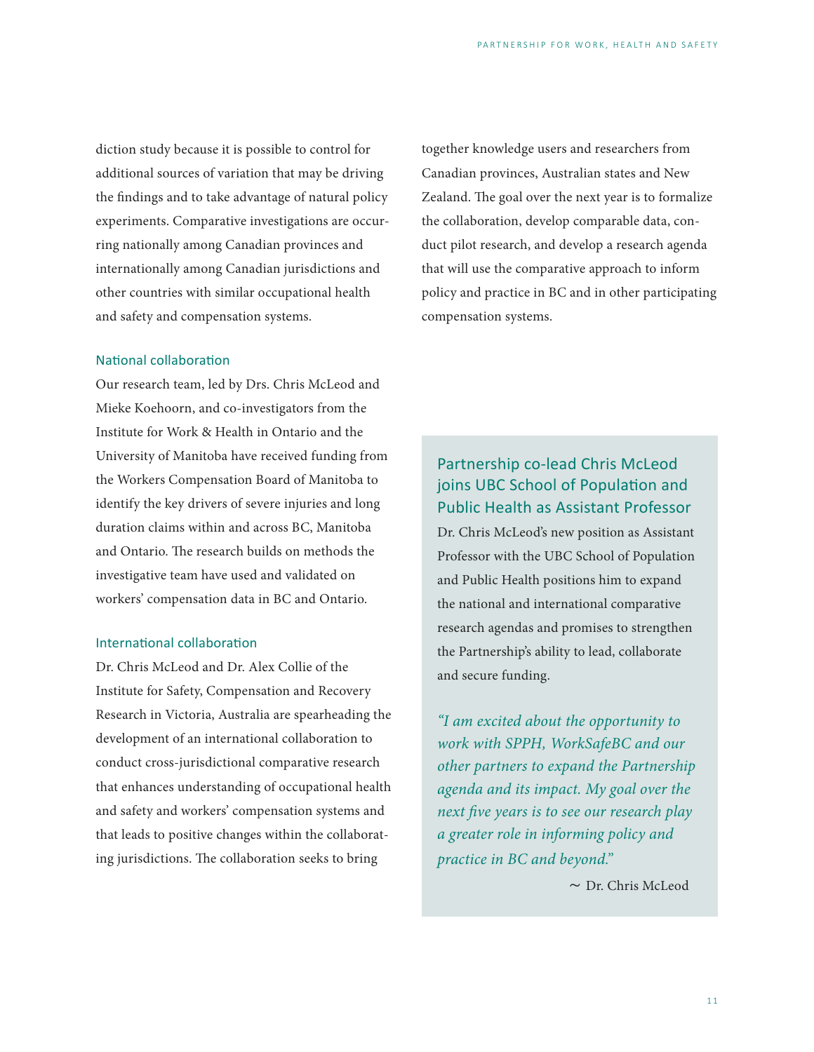diction study because it is possible to control for additional sources of variation that may be driving the findings and to take advantage of natural policy experiments. Comparative investigations are occurring nationally among Canadian provinces and internationally among Canadian jurisdictions and other countries with similar occupational health and safety and compensation systems.

### National collaboration

Our research team, led by Drs. Chris McLeod and Mieke Koehoorn, and co-investigators from the Institute for Work & Health in Ontario and the University of Manitoba have received funding from the Workers Compensation Board of Manitoba to identify the key drivers of severe injuries and long duration claims within and across BC, Manitoba and Ontario. The research builds on methods the investigative team have used and validated on workers' compensation data in BC and Ontario.

### International collaboration

Dr. Chris McLeod and Dr. Alex Collie of the Institute for Safety, Compensation and Recovery Research in Victoria, Australia are spearheading the development of an international collaboration to conduct cross-jurisdictional comparative research that enhances understanding of occupational health and safety and workers' compensation systems and that leads to positive changes within the collaborating jurisdictions. The collaboration seeks to bring together knowledge users and researchers from Canadian provinces, Australian states and New Zealand. The goal over the next year is to formalize the collaboration, develop comparable data, conduct pilot research, and develop a research agenda that will use the comparative approach to inform policy and practice in BC and in other participating compensation systems.

### Partnership co-lead Chris McLeod joins UBC School of Population and Public Health as Assistant Professor

Dr. Chris McLeod's new position as Assistant Professor with the UBC School of Population and Public Health positions him to expand the national and international comparative research agendas and promises to strengthen the Partnership's ability to lead, collaborate and secure funding.

*"I am excited about the opportunity to work with SPPH, WorkSafeBC and our other partners to expand the Partnership agenda and its impact. My goal over the next five years is to see our research play a greater role in informing policy and practice in BC and beyond."*

~ Dr. Chris McLeod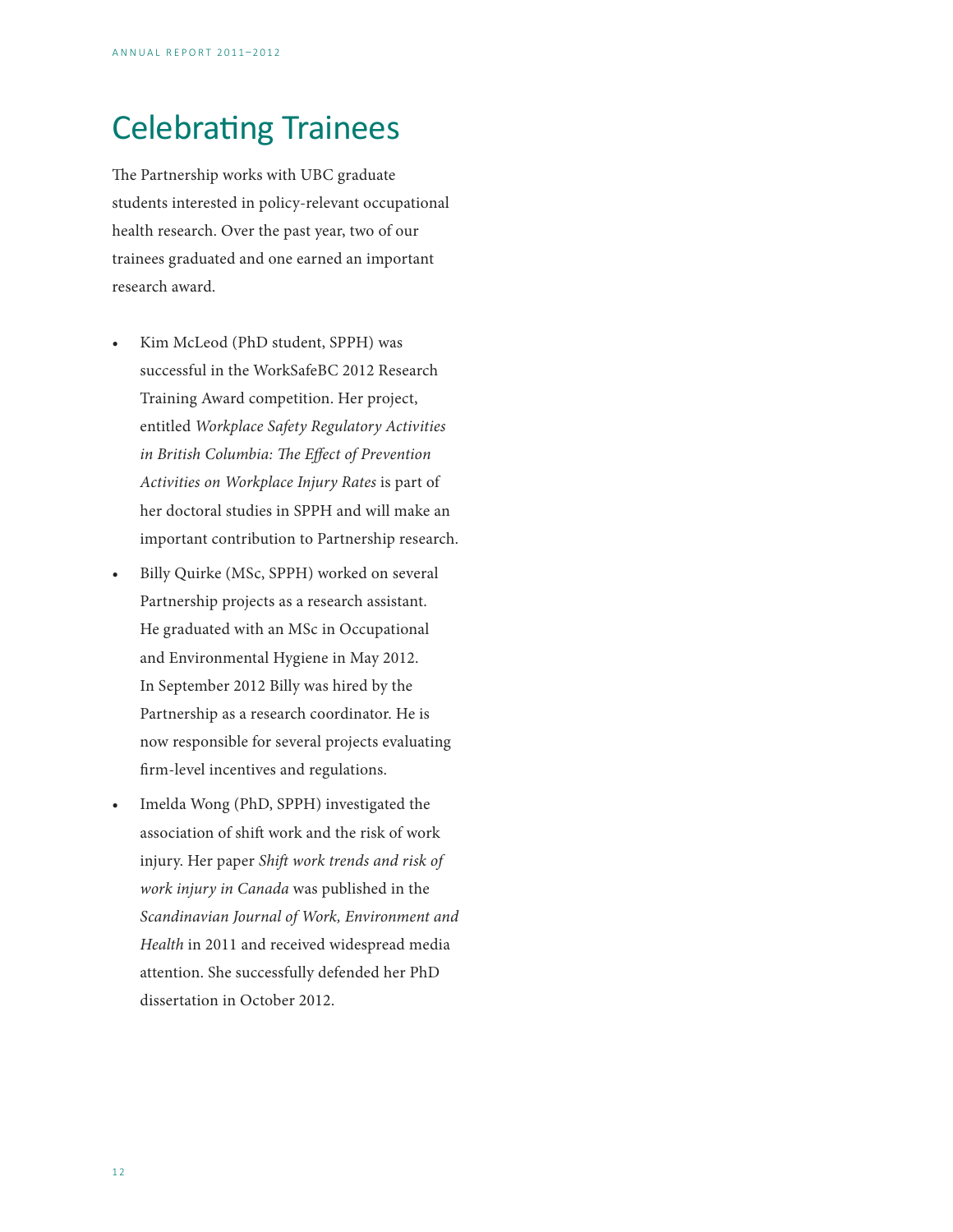# Celebrating Trainees

The Partnership works with UBC graduate students interested in policy-relevant occupational health research. Over the past year, two of our trainees graduated and one earned an important research award.

- Kim McLeod (PhD student, SPPH) was successful in the WorkSafeBC 2012 Research Training Award competition. Her project, entitled *Workplace Safety Regulatory Activities in British Columbia: The Effect of Prevention Activities on Workplace Injury Rates* is part of her doctoral studies in SPPH and will make an important contribution to Partnership research.
- Billy Quirke (MSc, SPPH) worked on several Partnership projects as a research assistant. He graduated with an MSc in Occupational and Environmental Hygiene in May 2012. In September 2012 Billy was hired by the Partnership as a research coordinator. He is now responsible for several projects evaluating firm-level incentives and regulations.
- Imelda Wong (PhD, SPPH) investigated the association of shift work and the risk of work injury. Her paper *Shift work trends and risk of work injury in Canada* was published in the *Scandinavian Journal of Work, Environment and Health* in 2011 and received widespread media attention. She successfully defended her PhD dissertation in October 2012.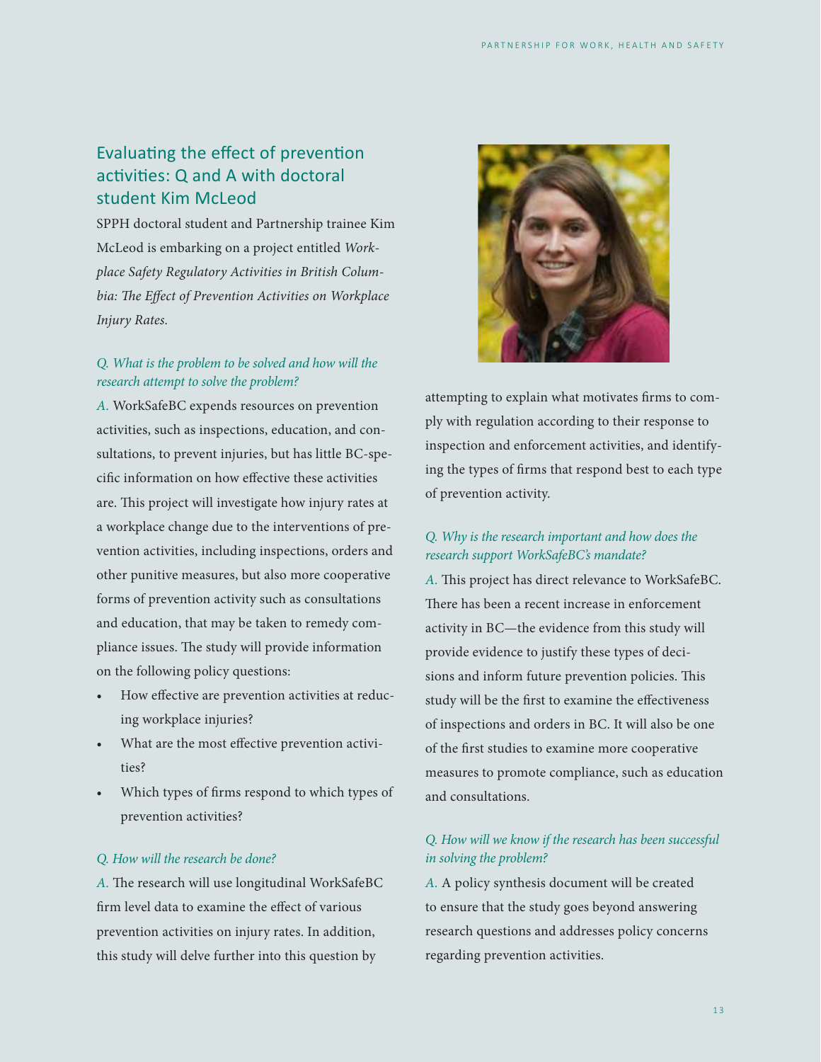## Evaluating the effect of prevention activities: Q and A with doctoral student Kim McLeod

SPPH doctoral student and Partnership trainee Kim McLeod is embarking on a project entitled *Workplace Safety Regulatory Activities in British Columbia: The Effect of Prevention Activities on Workplace Injury Rates.*

*Q. What is the problem to be solved and how will the research attempt to solve the problem?*

*A.* WorkSafeBC expends resources on prevention activities, such as inspections, education, and consultations, to prevent injuries, but has little BC-specific information on how effective these activities are. This project will investigate how injury rates at a workplace change due to the interventions of prevention activities, including inspections, orders and other punitive measures, but also more cooperative forms of prevention activity such as consultations and education, that may be taken to remedy compliance issues. The study will provide information on the following policy questions:

- How effective are prevention activities at reducing workplace injuries?
- What are the most effective prevention activities?
- Which types of firms respond to which types of prevention activities?

*Q. How will the research be done?*

*A.* The research will use longitudinal WorkSafeBC firm level data to examine the effect of various prevention activities on injury rates. In addition, this study will delve further into this question by attempting to explain what motivates firms to comply with regulation according to their response to inspection and enforcement activities, and identifying the types of firms that respond best to each type of prevention activity.

*Q. Why is the research important and how does the research support WorkSafeBC's mandate?*

*A.* This project has direct relevance to WorkSafeBC. There has been a recent increase in enforcement activity in BC—the evidence from this study will provide evidence to justify these types of decisions and inform future prevention policies. This study will be the first to examine the effectiveness of inspections and orders in BC. It will also be one of the first studies to examine more cooperative measures to promote compliance, such as education and consultations.

*Q. How will we know if the research has been successful in solving the problem?*

*A.* A policy synthesis document will be created to ensure that the study goes beyond answering research questions and addresses policy concerns regarding prevention activities.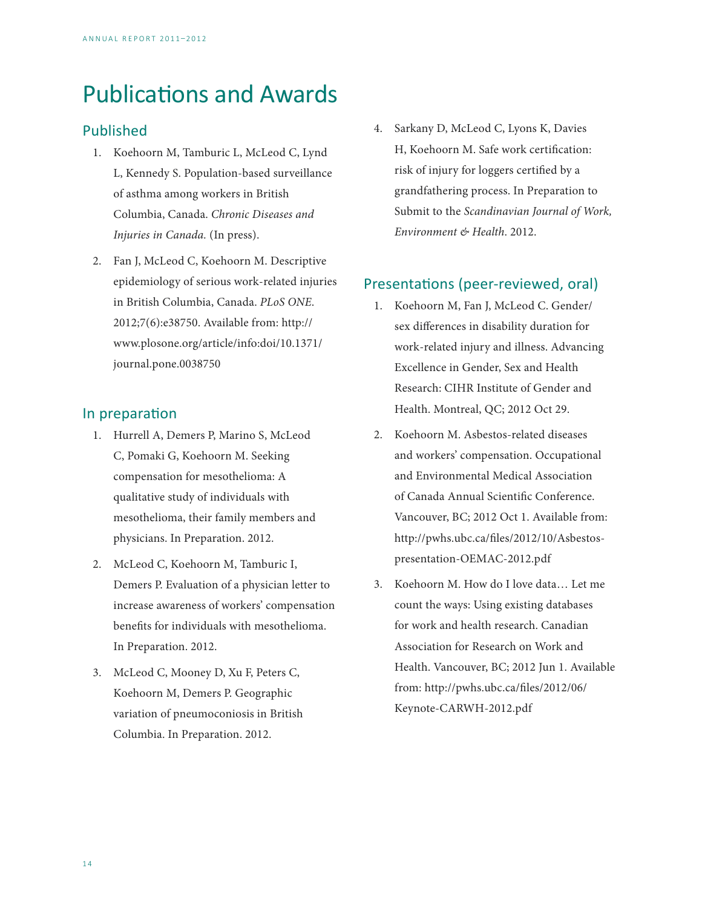# Publications and Awards

## Published

1. Koehoorn M, Tamburic L, McLeod C, Lynd L, Kennedy S. Population-based surveillance of asthma among workers in British Columbia, Canada. *Chronic Diseases and Injuries in Canada.* (In press).

2. Fan J, McLeod C, Koehoorn M. Descriptive epidemiology of serious work-related injuries in British Columbia, Canada. *PLoS ONE.* 2012;7(6):e38750. Available from: http://www.plosone.org/article/info:doi/10.1371/journal.pone.0038750

## In preparation

1. Hurrell A, Demers P, Marino S, McLeod C, Pomaki G, Koehoorn M. Seeking compensation for mesothelioma: A qualitative study of individuals with mesothelioma, their family members and physicians. In Preparation. 2012.

2. McLeod C, Koehoorn M, Tamburic I, Demers P. Evaluation of a physician letter to increase awareness of workers' compensation benefits for individuals with mesothelioma. In Preparation. 2012.

3. McLeod C, Mooney D, Xu F, Peters C, Koehoorn M, Demers P. Geographic variation of pneumoconiosis in British Columbia. In Preparation. 2012.

4. Sarkany D, McLeod C, Lyons K, Davies H, Koehoorn M. Safe work certification: risk of injury for loggers certified by a grandfathering process. In Preparation to Submit to the *Scandinavian Journal of Work, Environment & Health.* 2012.

## Presentations (peer-reviewed, oral)

1. Koehoorn M, Fan J, McLeod C. Gender/sex differences in disability duration for work-related injury and illness. Advancing Excellence in Gender, Sex and Health Research: CIHR Institute of Gender and Health. Montreal, QC; 2012 Oct 29.

2. Koehoorn M. Asbestos-related diseases and workers' compensation. Occupational and Environmental Medical Association of Canada Annual Scientific Conference. Vancouver, BC; 2012 Oct 1. Available from: http://pwhs.ubc.ca/files/2012/10/Asbestos-presentation-OEMAC-2012.pdf

3. Koehoorn M. How do I love data… Let me count the ways: Using existing databases for work and health research. Canadian Association for Research on Work and Health. Vancouver, BC; 2012 Jun 1. Available from: http://pwhs.ubc.ca/files/2012/06/Keynote-CARWH-2012.pdf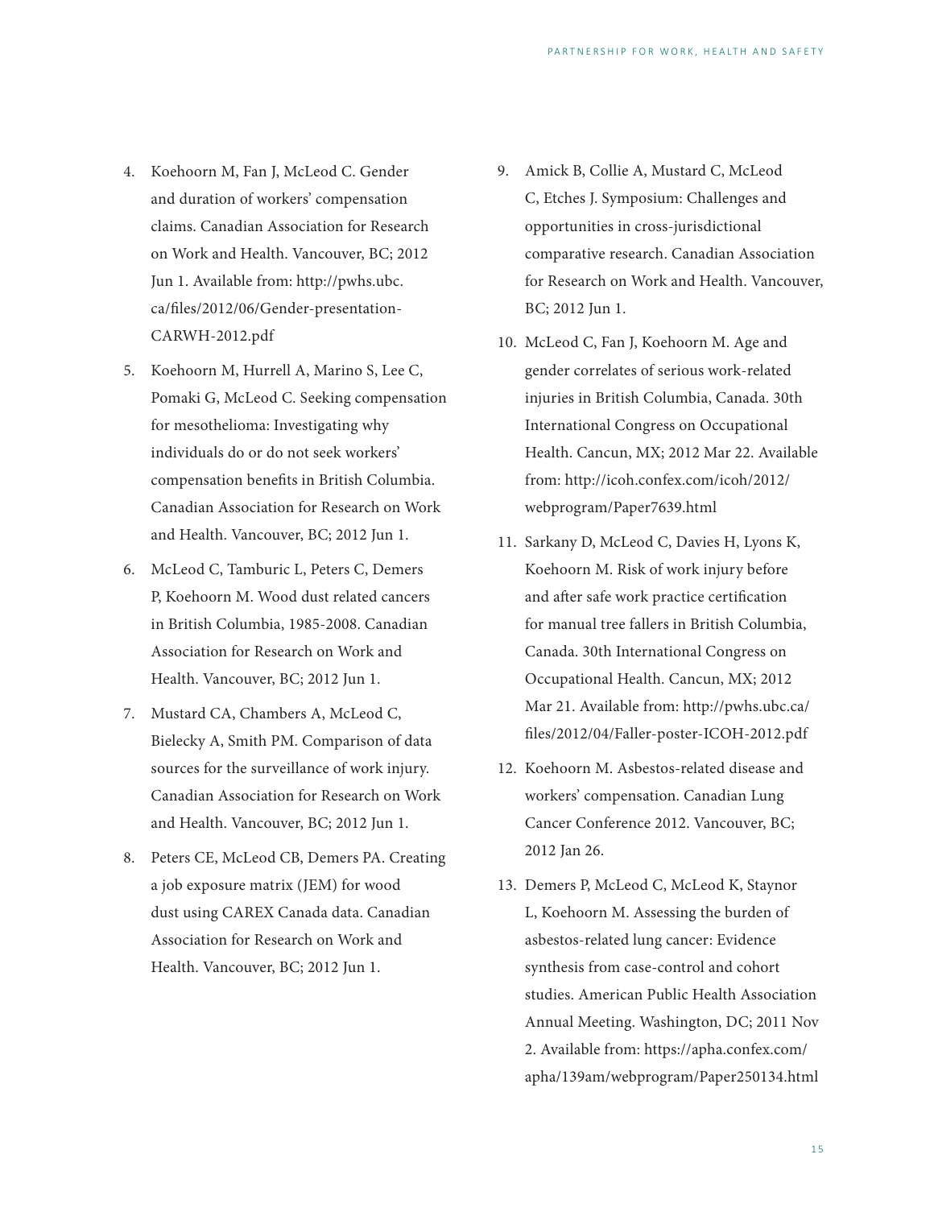4. Koehoorn M, Fan J, McLeod C. Gender and duration of workers' compensation claims. Canadian Association for Research on Work and Health. Vancouver, BC; 2012 Jun 1. Available from: http://pwhs.ubc.ca/files/2012/06/Gender-presentation-CARWH-2012.pdf

5. Koehoorn M, Hurrell A, Marino S, Lee C, Pomaki G, McLeod C. Seeking compensation for mesothelioma: Investigating why individuals do or do not seek workers' compensation benefits in British Columbia. Canadian Association for Research on Work and Health. Vancouver, BC; 2012 Jun 1.

6. McLeod C, Tamburic L, Peters C, Demers P, Koehoorn M. Wood dust related cancers in British Columbia, 1985-2008. Canadian Association for Research on Work and Health. Vancouver, BC; 2012 Jun 1.

7. Mustard CA, Chambers A, McLeod C, Bielecky A, Smith PM. Comparison of data sources for the surveillance of work injury. Canadian Association for Research on Work and Health. Vancouver, BC; 2012 Jun 1.

8. Peters CE, McLeod CB, Demers PA. Creating a job exposure matrix (JEM) for wood dust using CAREX Canada data. Canadian Association for Research on Work and Health. Vancouver, BC; 2012 Jun 1.

9. Amick B, Collie A, Mustard C, McLeod C, Etches J. Symposium: Challenges and opportunities in cross-jurisdictional comparative research. Canadian Association for Research on Work and Health. Vancouver, BC; 2012 Jun 1.

10. McLeod C, Fan J, Koehoorn M. Age and gender correlates of serious work-related injuries in British Columbia, Canada. 30th International Congress on Occupational Health. Cancun, MX; 2012 Mar 22. Available from: http://icoh.confex.com/icoh/2012/webprogram/Paper7639.html

11. Sarkany D, McLeod C, Davies H, Lyons K, Koehoorn M. Risk of work injury before and after safe work practice certification for manual tree fallers in British Columbia, Canada. 30th International Congress on Occupational Health. Cancun, MX; 2012 Mar 21. Available from: http://pwhs.ubc.ca/files/2012/04/Faller-poster-ICOH-2012.pdf

12. Koehoorn M. Asbestos-related disease and workers' compensation. Canadian Lung Cancer Conference 2012. Vancouver, BC; 2012 Jan 26.

13. Demers P, McLeod C, McLeod K, Staynor L, Koehoorn M. Assessing the burden of asbestos-related lung cancer: Evidence synthesis from case-control and cohort studies. American Public Health Association Annual Meeting. Washington, DC; 2011 Nov 2. Available from: https://apha.confex.com/apha/139am/webprogram/Paper250134.html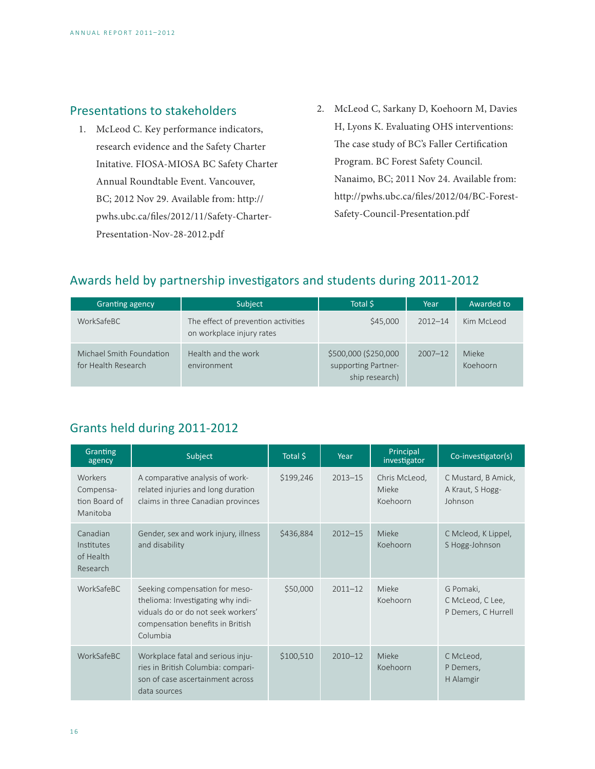## Presentations to stakeholders

1. McLeod C. Key performance indicators, research evidence and the Safety Charter Initative. FIOSA-MIOSA BC Safety Charter Annual Roundtable Event. Vancouver, BC; 2012 Nov 29. Available from: http://pwhs.ubc.ca/files/2012/11/Safety-Charter-Presentation-Nov-28-2012.pdf
2. McLeod C, Sarkany D, Koehoorn M, Davies H, Lyons K. Evaluating OHS interventions: The case study of BC's Faller Certification Program. BC Forest Safety Council. Nanaimo, BC; 2011 Nov 24. Available from: http://pwhs.ubc.ca/files/2012/04/BC-Forest-Safety-Council-Presentation.pdf

## Awards held by partnership investigators and students during 2011-2012

| Granting agency | Subject | Total $ | Year | Awarded to |
|---|---|---|---|---|
| WorkSafeBC | The effect of prevention activities on workplace injury rates | $45,000 | 2012–14 | Kim McLeod |
| Michael Smith Foundation for Health Research | Health and the work environment | $500,000 ($250,000 supporting Partnership research) | 2007–12 | Mieke Koehoorn |

## Grants held during 2011-2012

| Granting agency | Subject | Total $ | Year | Principal investigator | Co-investigator(s) |
|---|---|---|---|---|---|
| Workers Compensation Board of Manitoba | A comparative analysis of work-related injuries and long duration claims in three Canadian provinces | $199,246 | 2013–15 | Chris McLeod, Mieke Koehoorn | C Mustard, B Amick, A Kraut, S Hogg-Johnson |
| Canadian Institutes of Health Research | Gender, sex and work injury, illness and disability | $436,884 | 2012–15 | Mieke Koehoorn | C Mcleod, K Lippel, S Hogg-Johnson |
| WorkSafeBC | Seeking compensation for mesothelioma: Investigating why individuals do or do not seek workers' compensation benefits in British Columbia | $50,000 | 2011–12 | Mieke Koehoorn | G Pomaki, C McLeod, C Lee, P Demers, C Hurrell |
| WorkSafeBC | Workplace fatal and serious injuries in British Columbia: comparison of case ascertainment across data sources | $100,510 | 2010–12 | Mieke Koehoorn | C McLeod, P Demers, H Alamgir |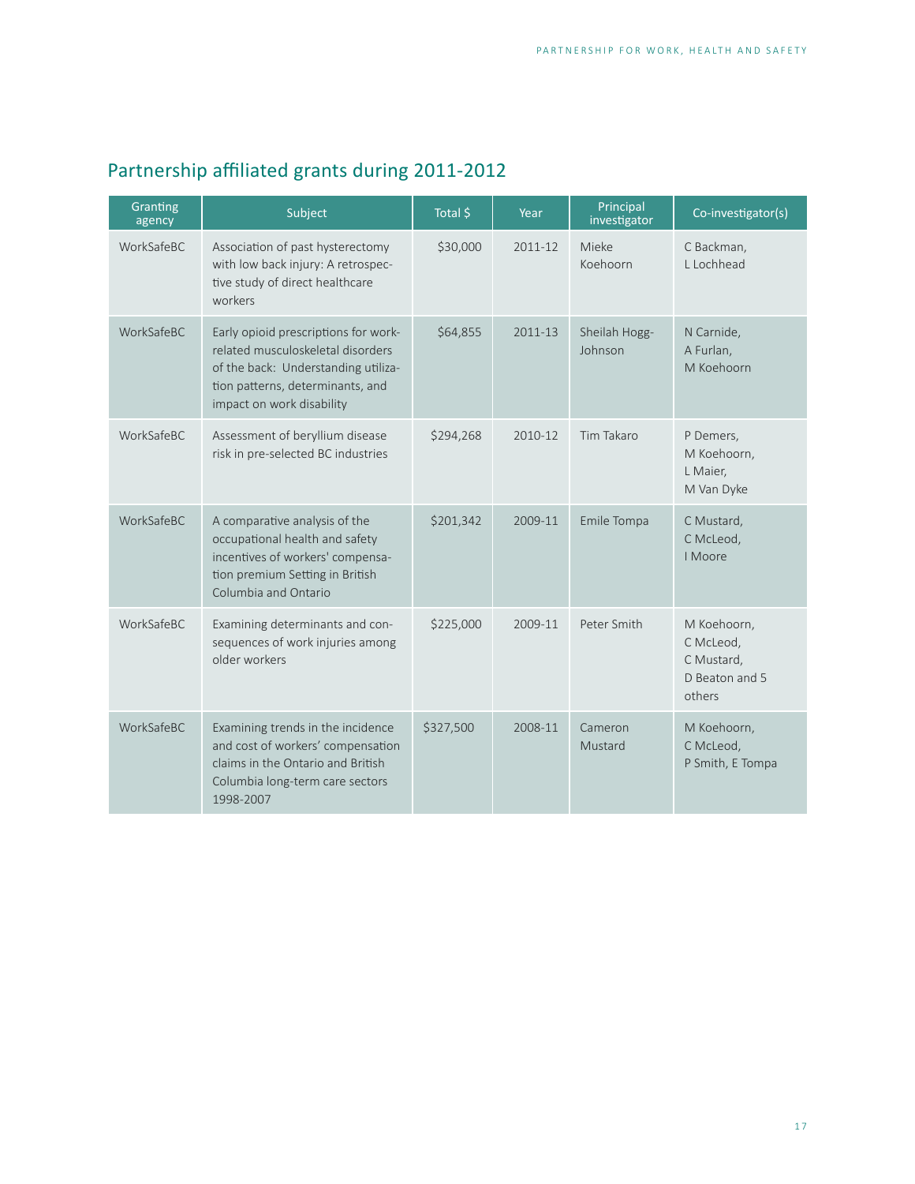## Partnership affiliated grants during 2011-2012

| Granting agency | Subject | Total $ | Year | Principal investigator | Co-investigator(s) |
|---|---|---|---|---|---|
| WorkSafeBC | Association of past hysterectomy with low back injury: A retrospective study of direct healthcare workers | $30,000 | 2011-12 | Mieke Koehoorn | C Backman, L Lochhead |
| WorkSafeBC | Early opioid prescriptions for work-related musculoskeletal disorders of the back: Understanding utilization patterns, determinants, and impact on work disability | $64,855 | 2011-13 | Sheilah Hogg-Johnson | N Carnide, A Furlan, M Koehoorn |
| WorkSafeBC | Assessment of beryllium disease risk in pre-selected BC industries | $294,268 | 2010-12 | Tim Takaro | P Demers, M Koehoorn, L Maier, M Van Dyke |
| WorkSafeBC | A comparative analysis of the occupational health and safety incentives of workers' compensation premium Setting in British Columbia and Ontario | $201,342 | 2009-11 | Emile Tompa | C Mustard, C McLeod, I Moore |
| WorkSafeBC | Examining determinants and consequences of work injuries among older workers | $225,000 | 2009-11 | Peter Smith | M Koehoorn, C McLeod, C Mustard, D Beaton and 5 others |
| WorkSafeBC | Examining trends in the incidence and cost of workers' compensation claims in the Ontario and British Columbia long-term care sectors 1998-2007 | $327,500 | 2008-11 | Cameron Mustard | M Koehoorn, C McLeod, P Smith, E Tompa |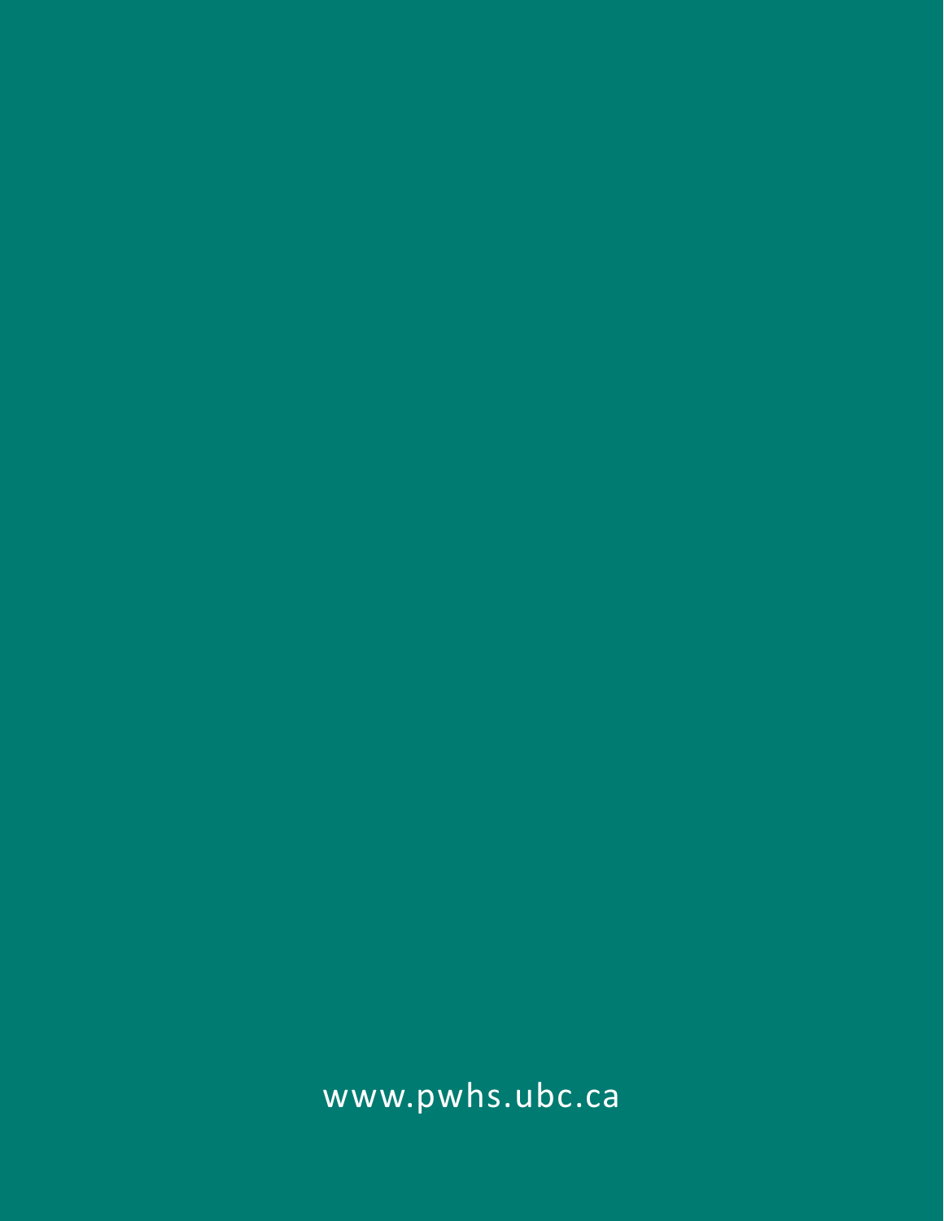www.pwhs.ubc.ca